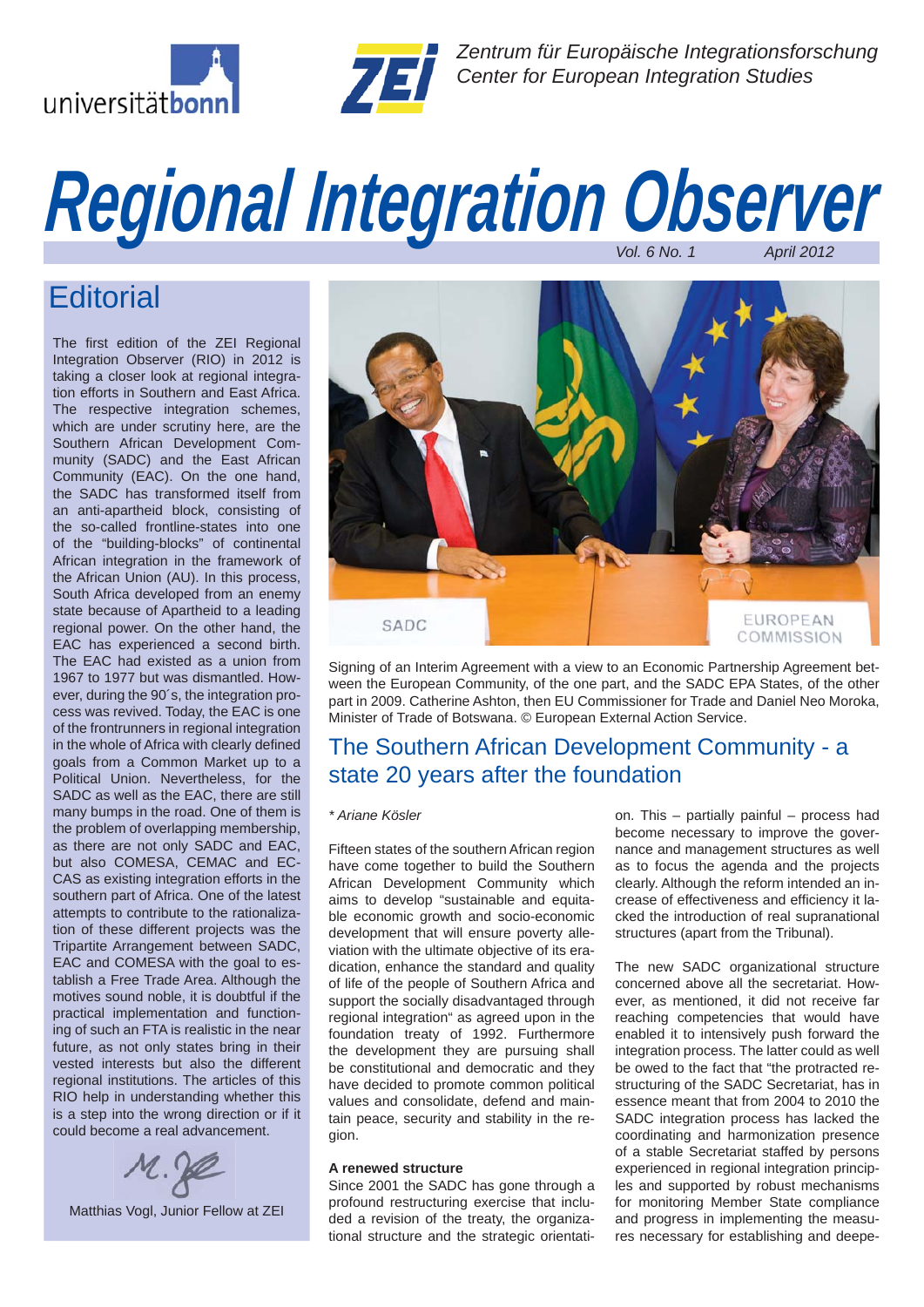Zentrum für Europäische Integrationsforschung
Center for European Integration Studies

# Regional Integration Observer

Vol. 6 No. 1 April 2012

## Editorial

The first edition of the ZEI Regional Integration Observer (RIO) in 2012 is taking a closer look at regional integration efforts in Southern and East Africa. The respective integration schemes, which are under scrutiny here, are the Southern African Development Community (SADC) and the East African Community (EAC). On the one hand, the SADC has transformed itself from an anti-apartheid block, consisting of the so-called frontline-states into one of the "building-blocks" of continental African integration in the framework of the African Union (AU). In this process, South Africa developed from an enemy state because of Apartheid to a leading regional power. On the other hand, the EAC has experienced a second birth. The EAC had existed as a union from 1967 to 1977 but was dismantled. However, during the 90´s, the integration process was revived. Today, the EAC is one of the frontrunners in regional integration in the whole of Africa with clearly defined goals from a Common Market up to a Political Union. Nevertheless, for the SADC as well as the EAC, there are still many bumps in the road. One of them is the problem of overlapping membership, as there are not only SADC and EAC, but also COMESA, CEMAC and ECCAS as existing integration efforts in the southern part of Africa. One of the latest attempts to contribute to the rationalization of these different projects was the Tripartite Arrangement between SADC, EAC and COMESA with the goal to establish a Free Trade Area. Although the motives sound noble, it is doubtful if the practical implementation and functioning of such an FTA is realistic in the near future, as not only states bring in their vested interests but also the different regional institutions. The articles of this RIO help in understanding whether this is a step into the wrong direction or if it could become a real advancement.

Matthias Vogl, Junior Fellow at ZEI

Signing of an Interim Agreement with a view to an Economic Partnership Agreement between the European Community, of the one part, and the SADC EPA States, of the other part in 2009. Catherine Ashton, then EU Commissioner for Trade and Daniel Neo Moroka, Minister of Trade of Botswana. © European External Action Service.

## The Southern African Development Community - a state 20 years after the foundation

*\* Ariane Kösler*

Fifteen states of the southern African region have come together to build the Southern African Development Community which aims to develop "sustainable and equitable economic growth and socio-economic development that will ensure poverty alleviation with the ultimate objective of its eradication, enhance the standard and quality of life of the people of Southern Africa and support the socially disadvantaged through regional integration" as agreed upon in the foundation treaty of 1992. Furthermore the development they are pursuing shall be constitutional and democratic and they have decided to promote common political values and consolidate, defend and maintain peace, security and stability in the region.

### A renewed structure

Since 2001 the SADC has gone through a profound restructuring exercise that included a revision of the treaty, the organizational structure and the strategic orientation. This – partially painful – process had become necessary to improve the governance and management structures as well as to focus the agenda and the projects clearly. Although the reform intended an increase of effectiveness and efficiency it lacked the introduction of real supranational structures (apart from the Tribunal).

The new SADC organizational structure concerned above all the secretariat. However, as mentioned, it did not receive far reaching competencies that would have enabled it to intensively push forward the integration process. The latter could as well be owed to the fact that "the protracted restructuring of the SADC Secretariat, has in essence meant that from 2004 to 2010 the SADC integration process has lacked the coordinating and harmonization presence of a stable Secretariat staffed by persons experienced in regional integration principles and supported by robust mechanisms for monitoring Member State compliance and progress in implementing the measures necessary for establishing and deepe-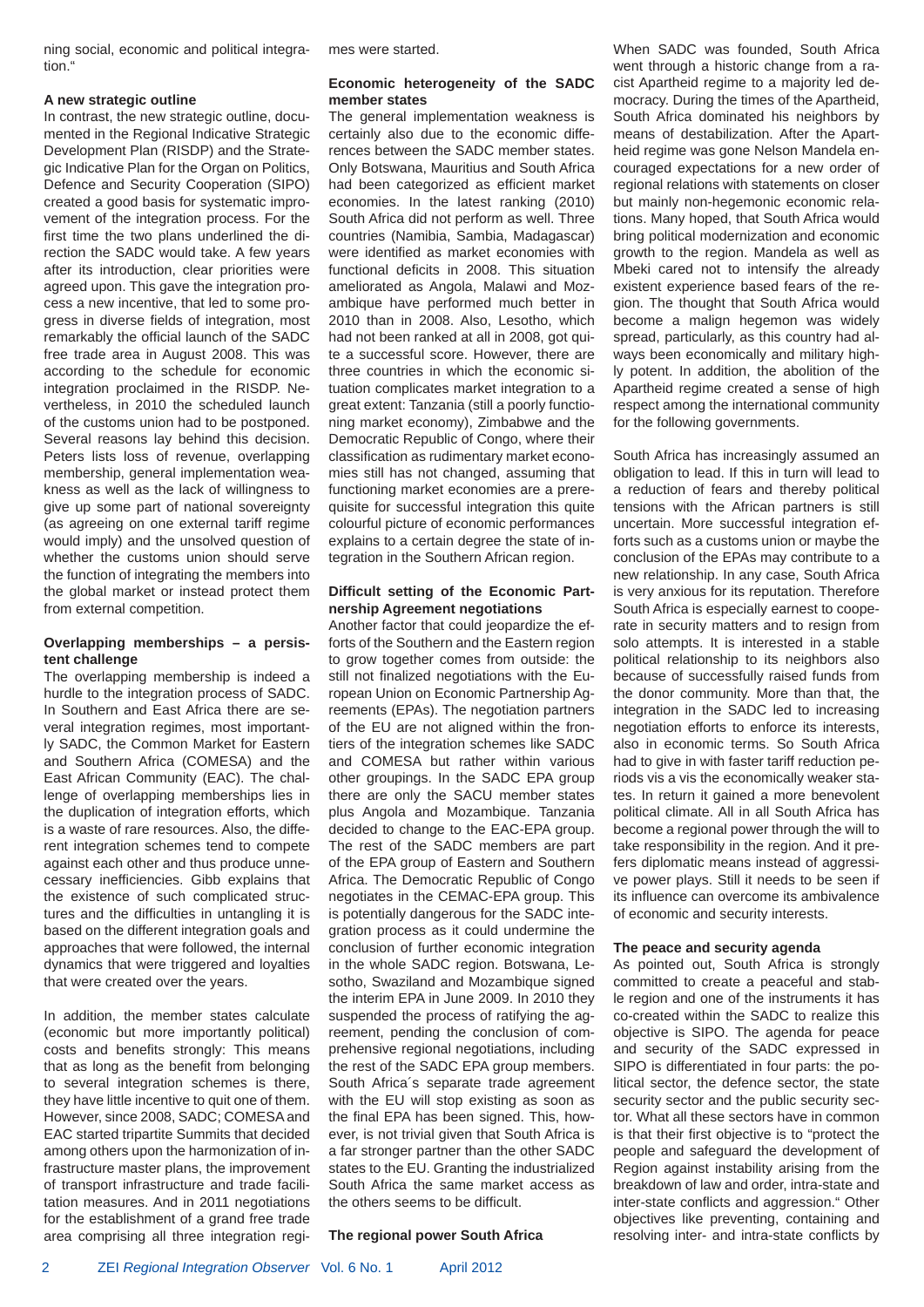ning social, economic and political integration."

### A new strategic outline

In contrast, the new strategic outline, documented in the Regional Indicative Strategic Development Plan (RISDP) and the Strategic Indicative Plan for the Organ on Politics, Defence and Security Cooperation (SIPO) created a good basis for systematic improvement of the integration process. For the first time the two plans underlined the direction the SADC would take. A few years after its introduction, clear priorities were agreed upon. This gave the integration process a new incentive, that led to some progress in diverse fields of integration, most remarkably the official launch of the SADC free trade area in August 2008. This was according to the schedule for economic integration proclaimed in the RISDP. Nevertheless, in 2010 the scheduled launch of the customs union had to be postponed. Several reasons lay behind this decision. Peters lists loss of revenue, overlapping membership, general implementation weakness as well as the lack of willingness to give up some part of national sovereignty (as agreeing on one external tariff regime would imply) and the unsolved question of whether the customs union should serve the function of integrating the members into the global market or instead protect them from external competition.

### Overlapping memberships – a persistent challenge

The overlapping membership is indeed a hurdle to the integration process of SADC. In Southern and East Africa there are several integration regimes, most importantly SADC, the Common Market for Eastern and Southern Africa (COMESA) and the East African Community (EAC). The challenge of overlapping memberships lies in the duplication of integration efforts, which is a waste of rare resources. Also, the different integration schemes tend to compete against each other and thus produce unnecessary inefficiencies. Gibb explains that the existence of such complicated structures and the difficulties in untangling it is based on the different integration goals and approaches that were followed, the internal dynamics that were triggered and loyalties that were created over the years.

In addition, the member states calculate (economic but more importantly political) costs and benefits strongly: This means that as long as the benefit from belonging to several integration schemes is there, they have little incentive to quit one of them. However, since 2008, SADC; COMESA and EAC started tripartite Summits that decided among others upon the harmonization of infrastructure master plans, the improvement of transport infrastructure and trade facilitation measures. And in 2011 negotiations for the establishment of a grand free trade area comprising all three integration regimes were started.

### Economic heterogeneity of the SADC member states

The general implementation weakness is certainly also due to the economic differences between the SADC member states. Only Botswana, Mauritius and South Africa had been categorized as efficient market economies. In the latest ranking (2010) South Africa did not perform as well. Three countries (Namibia, Sambia, Madagascar) were identified as market economies with functional deficits in 2008. This situation ameliorated as Angola, Malawi and Mozambique have performed much better in 2010 than in 2008. Also, Lesotho, which had not been ranked at all in 2008, got quite a successful score. However, there are three countries in which the economic situation complicates market integration to a great extent: Tanzania (still a poorly functioning market economy), Zimbabwe and the Democratic Republic of Congo, where their classification as rudimentary market economies still has not changed, assuming that functioning market economies are a prerequisite for successful integration this quite colourful picture of economic performances explains to a certain degree the state of integration in the Southern African region.

### Difficult setting of the Economic Partnership Agreement negotiations

Another factor that could jeopardize the efforts of the Southern and the Eastern region to grow together comes from outside: the still not finalized negotiations with the European Union on Economic Partnership Agreements (EPAs). The negotiation partners of the EU are not aligned within the frontiers of the integration schemes like SADC and COMESA but rather within various other groupings. In the SADC EPA group there are only the SACU member states plus Angola and Mozambique. Tanzania decided to change to the EAC-EPA group. The rest of the SADC members are part of the EPA group of Eastern and Southern Africa. The Democratic Republic of Congo negotiates in the CEMAC-EPA group. This is potentially dangerous for the SADC integration process as it could undermine the conclusion of further economic integration in the whole SADC region. Botswana, Lesotho, Swaziland and Mozambique signed the interim EPA in June 2009. In 2010 they suspended the process of ratifying the agreement, pending the conclusion of comprehensive regional negotiations, including the rest of the SADC EPA group members. South Africa´s separate trade agreement with the EU will stop existing as soon as the final EPA has been signed. This, however, is not trivial given that South Africa is a far stronger partner than the other SADC states to the EU. Granting the industrialized South Africa the same market access as the others seems to be difficult.

### The regional power South Africa

When SADC was founded, South Africa went through a historic change from a racist Apartheid regime to a majority led democracy. During the times of the Apartheid, South Africa dominated his neighbors by means of destabilization. After the Apartheid regime was gone Nelson Mandela encouraged expectations for a new order of regional relations with statements on closer but mainly non-hegemonic economic relations. Many hoped, that South Africa would bring political modernization and economic growth to the region. Mandela as well as Mbeki cared not to intensify the already existent experience based fears of the region. The thought that South Africa would become a malign hegemon was widely spread, particularly, as this country had always been economically and military highly potent. In addition, the abolition of the Apartheid regime created a sense of high respect among the international community for the following governments.

South Africa has increasingly assumed an obligation to lead. If this in turn will lead to a reduction of fears and thereby political tensions with the African partners is still uncertain. More successful integration efforts such as a customs union or maybe the conclusion of the EPAs may contribute to a new relationship. In any case, South Africa is very anxious for its reputation. Therefore South Africa is especially earnest to cooperate in security matters and to resign from solo attempts. It is interested in a stable political relationship to its neighbors also because of successfully raised funds from the donor community. More than that, the integration in the SADC led to increasing negotiation efforts to enforce its interests, also in economic terms. So South Africa had to give in with faster tariff reduction periods vis a vis the economically weaker states. In return it gained a more benevolent political climate. All in all South Africa has become a regional power through the will to take responsibility in the region. And it prefers diplomatic means instead of aggressive power plays. Still it needs to be seen if its influence can overcome its ambivalence of economic and security interests.

### The peace and security agenda

As pointed out, South Africa is strongly committed to create a peaceful and stable region and one of the instruments it has co-created within the SADC to realize this objective is SIPO. The agenda for peace and security of the SADC expressed in SIPO is differentiated in four parts: the political sector, the defence sector, the state security sector and the public security sector. What all these sectors have in common is that their first objective is to "protect the people and safeguard the development of Region against instability arising from the breakdown of law and order, intra-state and inter-state conflicts and aggression." Other objectives like preventing, containing and resolving inter- and intra-state conflicts by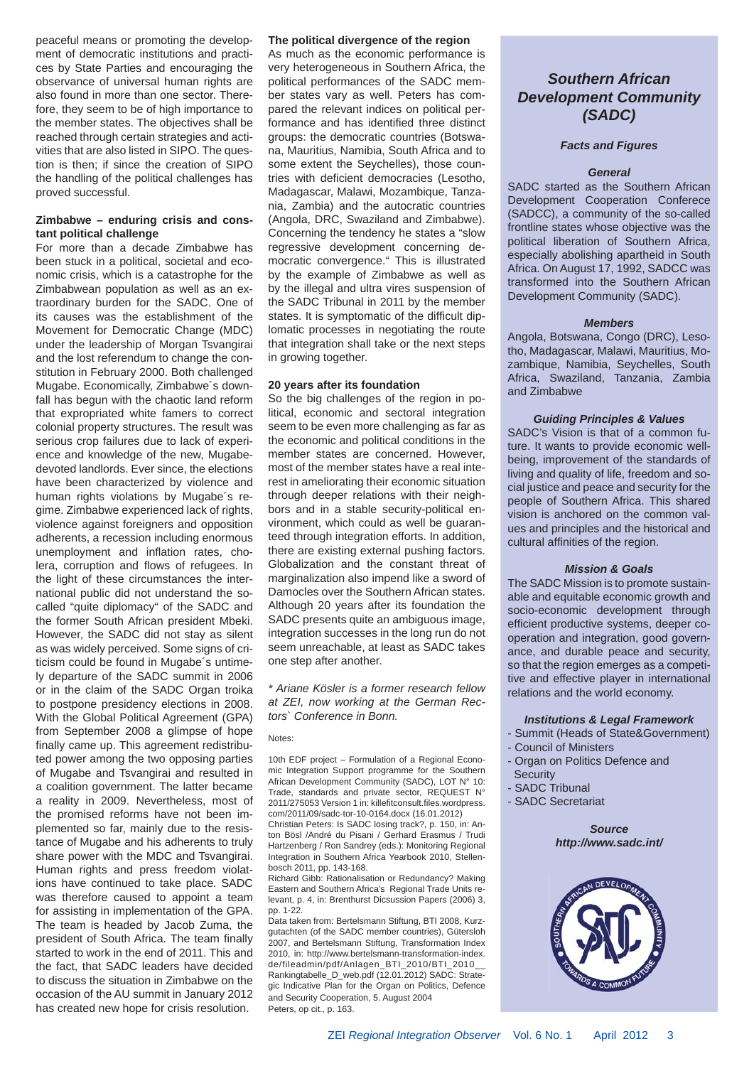peaceful means or promoting the development of democratic institutions and practices by State Parties and encouraging the observance of universal human rights are also found in more than one sector. Therefore, they seem to be of high importance to the member states. The objectives shall be reached through certain strategies and activities that are also listed in SIPO. The question is then; if since the creation of SIPO the handling of the political challenges has proved successful.

**Zimbabwe – enduring crisis and constant political challenge**

For more than a decade Zimbabwe has been stuck in a political, societal and economic crisis, which is a catastrophe for the Zimbabwean population as well as an extraordinary burden for the SADC. One of its causes was the establishment of the Movement for Democratic Change (MDC) under the leadership of Morgan Tsvangirai and the lost referendum to change the constitution in February 2000. Both challenged Mugabe. Economically, Zimbabwe´s downfall has begun with the chaotic land reform that expropriated white famers to correct colonial property structures. The result was serious crop failures due to lack of experience and knowledge of the new, Mugabe-devoted landlords. Ever since, the elections have been characterized by violence and human rights violations by Mugabe´s regime. Zimbabwe experienced lack of rights, violence against foreigners and opposition adherents, a recession including enormous unemployment and inflation rates, cholera, corruption and flows of refugees. In the light of these circumstances the international public did not understand the so-called "quite diplomacy" of the SADC and the former South African president Mbeki. However, the SADC did not stay as silent as was widely perceived. Some signs of criticism could be found in Mugabe´s untimely departure of the SADC summit in 2006 or in the claim of the SADC Organ troika to postpone presidency elections in 2008. With the Global Political Agreement (GPA) from September 2008 a glimpse of hope finally came up. This agreement redistributed power among the two opposing parties of Mugabe and Tsvangirai and resulted in a coalition government. The latter became a reality in 2009. Nevertheless, most of the promised reforms have not been implemented so far, mainly due to the resistance of Mugabe and his adherents to truly share power with the MDC and Tsvangirai. Human rights and press freedom violations have continued to take place. SADC was therefore caused to appoint a team for assisting in implementation of the GPA. The team is headed by Jacob Zuma, the president of South Africa. The team finally started to work in the end of 2011. This and the fact, that SADC leaders have decided to discuss the situation in Zimbabwe on the occasion of the AU summit in January 2012 has created new hope for crisis resolution.

**The political divergence of the region**

As much as the economic performance is very heterogeneous in Southern Africa, the political performances of the SADC member states vary as well. Peters has compared the relevant indices on political performance and has identified three distinct groups: the democratic countries (Botswana, Mauritius, Namibia, South Africa and to some extent the Seychelles), those countries with deficient democracies (Lesotho, Madagascar, Malawi, Mozambique, Tanzania, Zambia) and the autocratic countries (Angola, DRC, Swaziland and Zimbabwe). Concerning the tendency he states a "slow regressive development concerning democratic convergence." This is illustrated by the example of Zimbabwe as well as by the illegal and ultra vires suspension of the SADC Tribunal in 2011 by the member states. It is symptomatic of the difficult diplomatic processes in negotiating the route that integration shall take or the next steps in growing together.

**20 years after its foundation**

So the big challenges of the region in political, economic and sectoral integration seem to be even more challenging as far as the economic and political conditions in the member states are concerned. However, most of the member states have a real interest in ameliorating their economic situation through deeper relations with their neighbors and in a stable security-political environment, which could as well be guaranteed through integration efforts. In addition, there are existing external pushing factors. Globalization and the constant threat of marginalization also impend like a sword of Damocles over the Southern African states. Although 20 years after its foundation the SADC presents quite an ambiguous image, integration successes in the long run do not seem unreachable, at least as SADC takes one step after another.

*\* Ariane Kösler is a former research fellow at ZEI, now working at the German Rectors` Conference in Bonn.*

Notes:

10th EDF project – Formulation of a Regional Economic Integration Support programme for the Southern African Development Community (SADC), LOT N° 10: Trade, standards and private sector, REQUEST N° 2011/275053 Version 1 in: killefitconsult.files.wordpress.com/2011/09/sadc-tor-10-0164.docx (16.01.2012)

Christian Peters: Is SADC losing track?, p. 150, in: Anton Bösl /André du Pisani / Gerhard Erasmus / Trudi Hartzenberg / Ron Sandrey (eds.): Monitoring Regional Integration in Southern Africa Yearbook 2010, Stellenbosch 2011, pp. 143-168.

Richard Gibb: Rationalisation or Redundancy? Making Eastern and Southern Africa's Regional Trade Units relevant, p. 4, in: Brenthurst Dicsussion Papers (2006) 3, pp. 1-22.

Data taken from: Bertelsmann Stiftung, BTI 2008, Kurzgutachten (of the SADC member countries), Gütersloh 2007, and Bertelsmann Stiftung, Transformation Index 2010, in: http://www.bertelsmann-transformation-index.de/fileadmin/pdf/Anlagen_BTI_2010/BTI_2010__Rankingtabelle_D_web.pdf (12.01.2012) SADC: Strategic Indicative Plan for the Organ on Politics, Defence and Security Cooperation, 5. August 2004

Peters, op cit., p. 163.

## *Southern African Development Community (SADC)*

***Facts and Figures***

***General***

SADC started as the Southern African Development Cooperation Conferece (SADCC), a community of the so-called frontline states whose objective was the political liberation of Southern Africa, especially abolishing apartheid in South Africa. On August 17, 1992, SADCC was transformed into the Southern African Development Community (SADC).

***Members***

Angola, Botswana, Congo (DRC), Lesotho, Madagascar, Malawi, Mauritius, Mozambique, Namibia, Seychelles, South Africa, Swaziland, Tanzania, Zambia and Zimbabwe

***Guiding Principles & Values***

SADC's Vision is that of a common future. It wants to provide economic well-being, improvement of the standards of living and quality of life, freedom and social justice and peace and security for the people of Southern Africa. This shared vision is anchored on the common values and principles and the historical and cultural affinities of the region.

***Mission & Goals***

The SADC Mission is to promote sustainable and equitable economic growth and socio-economic development through efficient productive systems, deeper cooperation and integration, good governance, and durable peace and security, so that the region emerges as a competitive and effective player in international relations and the world economy.

***Institutions & Legal Framework***

- Summit (Heads of State&Government)
- Council of Ministers
- Organ on Politics Defence and Security
- SADC Tribunal
- SADC Secretariat

***Source***
***http://www.sadc.int/***

SOUTHERN AFRICAN DEVELOPMENT COMMUNITY
SADC
TOWARDS A COMMON FUTURE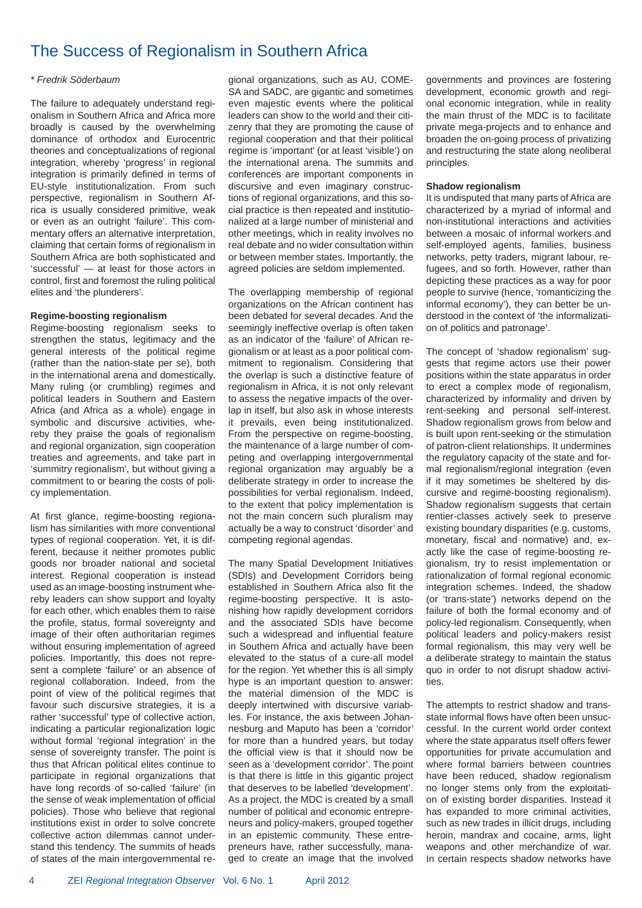# The Success of Regionalism in Southern Africa

*\* Fredrik Söderbaum*

The failure to adequately understand regionalism in Southern Africa and Africa more broadly is caused by the overwhelming dominance of orthodox and Eurocentric theories and conceptualizations of regional integration, whereby 'progress' in regional integration is primarily defined in terms of EU-style institutionalization. From such perspective, regionalism in Southern Africa is usually considered primitive, weak or even as an outright 'failure'. This commentary offers an alternative interpretation, claiming that certain forms of regionalism in Southern Africa are both sophisticated and 'successful' — at least for those actors in control, first and foremost the ruling political elites and 'the plunderers'.

**Regime-boosting regionalism**

Regime-boosting regionalism seeks to strengthen the status, legitimacy and the general interests of the political regime (rather than the nation-state per se), both in the international arena and domestically. Many ruling (or crumbling) regimes and political leaders in Southern and Eastern Africa (and Africa as a whole) engage in symbolic and discursive activities, whereby they praise the goals of regionalism and regional organization, sign cooperation treaties and agreements, and take part in 'summitry regionalism', but without giving a commitment to or bearing the costs of policy implementation.

At first glance, regime-boosting regionalism has similarities with more conventional types of regional cooperation. Yet, it is different, because it neither promotes public goods nor broader national and societal interest. Regional cooperation is instead used as an image-boosting instrument whereby leaders can show support and loyalty for each other, which enables them to raise the profile, status, formal sovereignty and image of their often authoritarian regimes without ensuring implementation of agreed policies. Importantly, this does not represent a complete 'failure' or an absence of regional collaboration. Indeed, from the point of view of the political regimes that favour such discursive strategies, it is a rather 'successful' type of collective action, indicating a particular regionalization logic without formal 'regional integration' in the sense of sovereignty transfer. The point is thus that African political elites continue to participate in regional organizations that have long records of so-called 'failure' (in the sense of weak implementation of official policies). Those who believe that regional institutions exist in order to solve concrete collective action dilemmas cannot understand this tendency. The summits of heads of states of the main intergovernmental regional organizations, such as AU, COMESA and SADC, are gigantic and sometimes even majestic events where the political leaders can show to the world and their citizenry that they are promoting the cause of regional cooperation and that their political regime is 'important' (or at least 'visible') on the international arena. The summits and conferences are important components in discursive and even imaginary constructions of regional organizations, and this social practice is then repeated and institutionalized at a large number of ministerial and other meetings, which in reality involves no real debate and no wider consultation within or between member states. Importantly, the agreed policies are seldom implemented.

The overlapping membership of regional organizations on the African continent has been debated for several decades. And the seemingly ineffective overlap is often taken as an indicator of the 'failure' of African regionalism or at least as a poor political commitment to regionalism. Considering that the overlap is such a distinctive feature of regionalism in Africa, it is not only relevant to assess the negative impacts of the overlap in itself, but also ask in whose interests it prevails, even being institutionalized. From the perspective on regime-boosting, the maintenance of a large number of competing and overlapping intergovernmental regional organization may arguably be a deliberate strategy in order to increase the possibilities for verbal regionalism. Indeed, to the extent that policy implementation is not the main concern such pluralism may actually be a way to construct 'disorder' and competing regional agendas.

The many Spatial Development Initiatives (SDIs) and Development Corridors being established in Southern Africa also fit the regime-boosting perspective. It is astonishing how rapidly development corridors and the associated SDIs have become such a widespread and influential feature in Southern Africa and actually have been elevated to the status of a cure-all model for the region. Yet whether this is all simply hype is an important question to answer: the material dimension of the MDC is deeply intertwined with discursive variables. For instance, the axis between Johannesburg and Maputo has been a 'corridor' for more than a hundred years, but today the official view is that it should now be seen as a 'development corridor'. The point is that there is little in this gigantic project that deserves to be labelled 'development'. As a project, the MDC is created by a small number of political and economic entrepreneurs and policy-makers, grouped together in an epistemic community. These entrepreneurs have, rather successfully, managed to create an image that the involved governments and provinces are fostering development, economic growth and regional economic integration, while in reality the main thrust of the MDC is to facilitate private mega-projects and to enhance and broaden the on-going process of privatizing and restructuring the state along neoliberal principles.

**Shadow regionalism**

It is undisputed that many parts of Africa are characterized by a myriad of informal and non-institutional interactions and activities between a mosaic of informal workers and self-employed agents, families, business networks, petty traders, migrant labour, refugees, and so forth. However, rather than depicting these practices as a way for poor people to survive (hence, 'romanticizing the informal economy'), they can better be understood in the context of 'the informalization of politics and patronage'.

The concept of 'shadow regionalism' suggests that regime actors use their power positions within the state apparatus in order to erect a complex mode of regionalism, characterized by informality and driven by rent-seeking and personal self-interest. Shadow regionalism grows from below and is built upon rent-seeking or the stimulation of patron-client relationships. It undermines the regulatory capacity of the state and formal regionalism/regional integration (even if it may sometimes be sheltered by discursive and regime-boosting regionalism). Shadow regionalism suggests that certain rentier-classes actively seek to preserve existing boundary disparities (e.g. customs, monetary, fiscal and normative) and, exactly like the case of regime-boosting regionalism, try to resist implementation or rationalization of formal regional economic integration schemes. Indeed, the shadow (or 'trans-state') networks depend on the failure of both the formal economy and of policy-led regionalism. Consequently, when political leaders and policy-makers resist formal regionalism, this may very well be a deliberate strategy to maintain the status quo in order to not disrupt shadow activities.

The attempts to restrict shadow and trans-state informal flows have often been unsuccessful. In the current world order context where the state apparatus itself offers fewer opportunities for private accumulation and where formal barriers between countries have been reduced, shadow regionalism no longer stems only from the exploitation of existing border disparities. Instead it has expanded to more criminal activities, such as new trades in illicit drugs, including heroin, mandrax and cocaine, arms, light weapons and other merchandize of war. In certain respects shadow networks have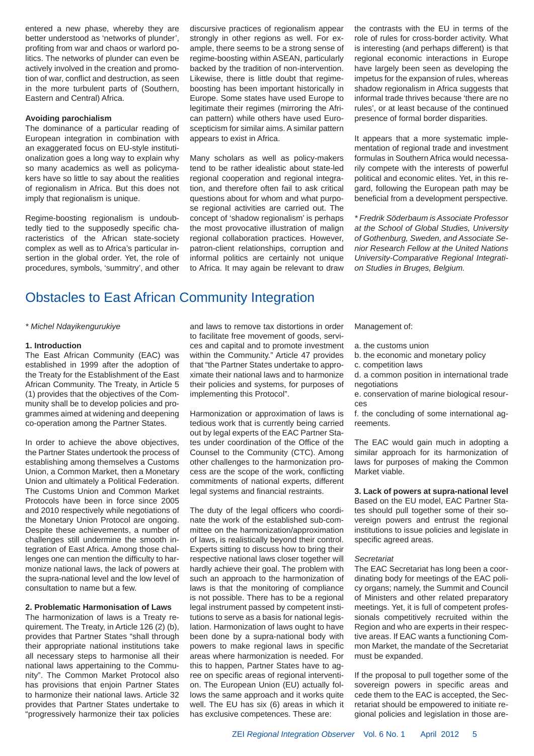entered a new phase, whereby they are better understood as 'networks of plunder', profiting from war and chaos or warlord politics. The networks of plunder can even be actively involved in the creation and promotion of war, conflict and destruction, as seen in the more turbulent parts of (Southern, Eastern and Central) Africa.

**Avoiding parochialism**

The dominance of a particular reading of European integration in combination with an exaggerated focus on EU-style institutionalization goes a long way to explain why so many academics as well as policymakers have so little to say about the realities of regionalism in Africa. But this does not imply that regionalism is unique.

Regime-boosting regionalism is undoubtedly tied to the supposedly specific characteristics of the African state-society complex as well as to Africa's particular insertion in the global order. Yet, the role of procedures, symbols, 'summitry', and other discursive practices of regionalism appear strongly in other regions as well. For example, there seems to be a strong sense of regime-boosting within ASEAN, particularly backed by the tradition of non-intervention. Likewise, there is little doubt that regime-boosting has been important historically in Europe. Some states have used Europe to legitimate their regimes (mirroring the African pattern) while others have used Euroscepticism for similar aims. A similar pattern appears to exist in Africa.

Many scholars as well as policy-makers tend to be rather idealistic about state-led regional cooperation and regional integration, and therefore often fail to ask critical questions about for whom and what purpose regional activities are carried out. The concept of 'shadow regionalism' is perhaps the most provocative illustration of malign regional collaboration practices. However, patron-client relationships, corruption and informal politics are certainly not unique to Africa. It may again be relevant to draw the contrasts with the EU in terms of the role of rules for cross-border activity. What is interesting (and perhaps different) is that regional economic interactions in Europe have largely been seen as developing the impetus for the expansion of rules, whereas shadow regionalism in Africa suggests that informal trade thrives because 'there are no rules', or at least because of the continued presence of formal border disparities.

It appears that a more systematic implementation of regional trade and investment formulas in Southern Africa would necessarily compete with the interests of powerful political and economic elites. Yet, in this regard, following the European path may be beneficial from a development perspective.

*\* Fredrik Söderbaum is Associate Professor at the School of Global Studies, University of Gothenburg, Sweden, and Associate Senior Research Fellow at the United Nations University-Comparative Regional Integration Studies in Bruges, Belgium.*

# Obstacles to East African Community Integration

*\* Michel Ndayikengurukiye*

**1. Introduction**

The East African Community (EAC) was established in 1999 after the adoption of the Treaty for the Establishment of the East African Community. The Treaty, in Article 5 (1) provides that the objectives of the Community shall be to develop policies and programmes aimed at widening and deepening co-operation among the Partner States.

In order to achieve the above objectives, the Partner States undertook the process of establishing among themselves a Customs Union, a Common Market, then a Monetary Union and ultimately a Political Federation. The Customs Union and Common Market Protocols have been in force since 2005 and 2010 respectively while negotiations of the Monetary Union Protocol are ongoing. Despite these achievements, a number of challenges still undermine the smooth integration of East Africa. Among those challenges one can mention the difficulty to harmonize national laws, the lack of powers at the supra-national level and the low level of consultation to name but a few.

**2. Problematic Harmonisation of Laws**

The harmonization of laws is a Treaty requirement. The Treaty, in Article 126 (2) (b), provides that Partner States "shall through their appropriate national institutions take all necessary steps to harmonise all their national laws appertaining to the Community". The Common Market Protocol also has provisions that enjoin Partner States to harmonize their national laws. Article 32 provides that Partner States undertake to "progressively harmonize their tax policies and laws to remove tax distortions in order to facilitate free movement of goods, services and capital and to promote investment within the Community." Article 47 provides that "the Partner States undertake to approximate their national laws and to harmonize their policies and systems, for purposes of implementing this Protocol".

Harmonization or approximation of laws is tedious work that is currently being carried out by legal experts of the EAC Partner States under coordination of the Office of the Counsel to the Community (CTC). Among other challenges to the harmonization process are the scope of the work, conflicting commitments of national experts, different legal systems and financial restraints.

The duty of the legal officers who coordinate the work of the established sub-committee on the harmonization/approximation of laws, is realistically beyond their control. Experts sitting to discuss how to bring their respective national laws closer together will hardly achieve their goal. The problem with such an approach to the harmonization of laws is that the monitoring of compliance is not possible. There has to be a regional legal instrument passed by competent institutions to serve as a basis for national legislation. Harmonization of laws ought to have been done by a supra-national body with powers to make regional laws in specific areas where harmonization is needed. For this to happen, Partner States have to agree on specific areas of regional intervention. The European Union (EU) actually follows the same approach and it works quite well. The EU has six (6) areas in which it has exclusive competences. These are:

Management of:

a. the customs union
b. the economic and monetary policy
c. competition laws
d. a common position in international trade negotiations
e. conservation of marine biological resources
f. the concluding of some international agreements.

The EAC would gain much in adopting a similar approach for its harmonization of laws for purposes of making the Common Market viable.

**3. Lack of powers at supra-national level**

Based on the EU model, EAC Partner States should pull together some of their sovereign powers and entrust the regional institutions to issue policies and legislate in specific agreed areas.

*Secretariat*

The EAC Secretariat has long been a coordinating body for meetings of the EAC policy organs; namely, the Summit and Council of Ministers and other related preparatory meetings. Yet, it is full of competent professionals competitively recruited within the Region and who are experts in their respective areas. If EAC wants a functioning Common Market, the mandate of the Secretariat must be expanded.

If the proposal to pull together some of the sovereign powers in specific areas and cede them to the EAC is accepted, the Secretariat should be empowered to initiate regional policies and legislation in those are-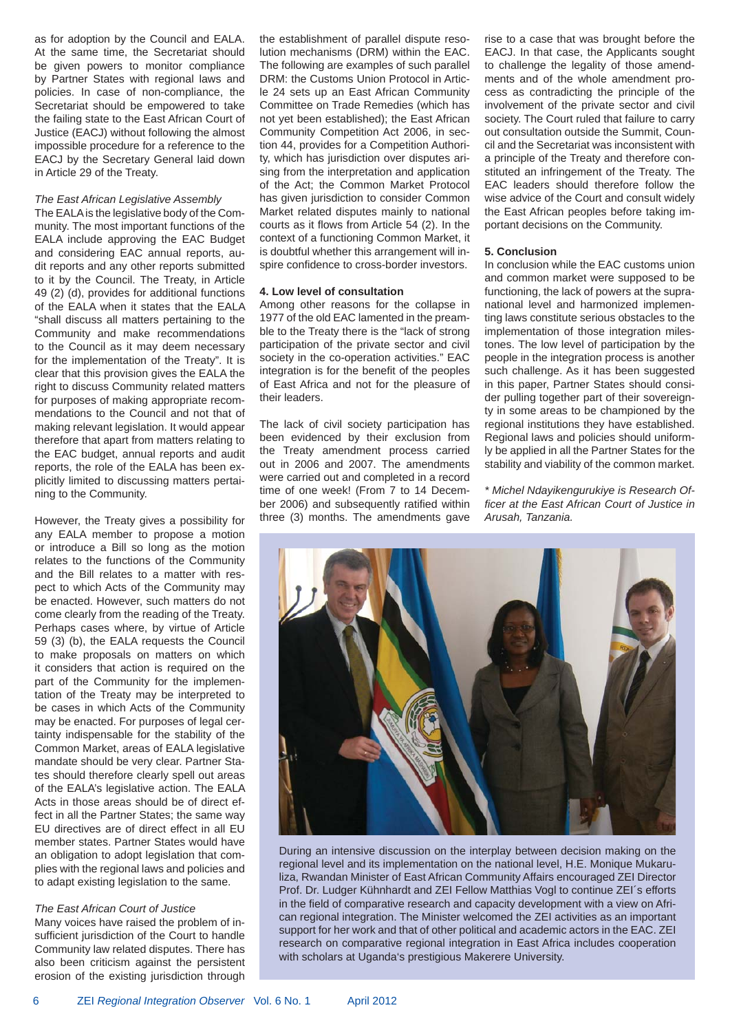as for adoption by the Council and EALA. At the same time, the Secretariat should be given powers to monitor compliance by Partner States with regional laws and policies. In case of non-compliance, the Secretariat should be empowered to take the failing state to the East African Court of Justice (EACJ) without following the almost impossible procedure for a reference to the EACJ by the Secretary General laid down in Article 29 of the Treaty.

*The East African Legislative Assembly*

The EALA is the legislative body of the Community. The most important functions of the EALA include approving the EAC Budget and considering EAC annual reports, audit reports and any other reports submitted to it by the Council. The Treaty, in Article 49 (2) (d), provides for additional functions of the EALA when it states that the EALA "shall discuss all matters pertaining to the Community and make recommendations to the Council as it may deem necessary for the implementation of the Treaty". It is clear that this provision gives the EALA the right to discuss Community related matters for purposes of making appropriate recommendations to the Council and not that of making relevant legislation. It would appear therefore that apart from matters relating to the EAC budget, annual reports and audit reports, the role of the EALA has been explicitly limited to discussing matters pertaining to the Community.

However, the Treaty gives a possibility for any EALA member to propose a motion or introduce a Bill so long as the motion relates to the functions of the Community and the Bill relates to a matter with respect to which Acts of the Community may be enacted. However, such matters do not come clearly from the reading of the Treaty. Perhaps cases where, by virtue of Article 59 (3) (b), the EALA requests the Council to make proposals on matters on which it considers that action is required on the part of the Community for the implementation of the Treaty may be interpreted to be cases in which Acts of the Community may be enacted. For purposes of legal certainty indispensable for the stability of the Common Market, areas of EALA legislative mandate should be very clear. Partner States should therefore clearly spell out areas of the EALA's legislative action. The EALA Acts in those areas should be of direct effect in all the Partner States; the same way EU directives are of direct effect in all EU member states. Partner States would have an obligation to adopt legislation that complies with the regional laws and policies and to adapt existing legislation to the same.

*The East African Court of Justice*

Many voices have raised the problem of insufficient jurisdiction of the Court to handle Community law related disputes. There has also been criticism against the persistent erosion of the existing jurisdiction through the establishment of parallel dispute resolution mechanisms (DRM) within the EAC. The following are examples of such parallel DRM: the Customs Union Protocol in Article 24 sets up an East African Community Committee on Trade Remedies (which has not yet been established); the East African Community Competition Act 2006, in section 44, provides for a Competition Authority, which has jurisdiction over disputes arising from the interpretation and application of the Act; the Common Market Protocol has given jurisdiction to consider Common Market related disputes mainly to national courts as it flows from Article 54 (2). In the context of a functioning Common Market, it is doubtful whether this arrangement will inspire confidence to cross-border investors.

**4. Low level of consultation**

Among other reasons for the collapse in 1977 of the old EAC lamented in the preamble to the Treaty there is the "lack of strong participation of the private sector and civil society in the co-operation activities." EAC integration is for the benefit of the peoples of East Africa and not for the pleasure of their leaders.

The lack of civil society participation has been evidenced by their exclusion from the Treaty amendment process carried out in 2006 and 2007. The amendments were carried out and completed in a record time of one week! (From 7 to 14 December 2006) and subsequently ratified within three (3) months. The amendments gave rise to a case that was brought before the EACJ. In that case, the Applicants sought to challenge the legality of those amendments and of the whole amendment process as contradicting the principle of the involvement of the private sector and civil society. The Court ruled that failure to carry out consultation outside the Summit, Council and the Secretariat was inconsistent with a principle of the Treaty and therefore constituted an infringement of the Treaty. The EAC leaders should therefore follow the wise advice of the Court and consult widely the East African peoples before taking important decisions on the Community.

**5. Conclusion**

In conclusion while the EAC customs union and common market were supposed to be functioning, the lack of powers at the supranational level and harmonized implementing laws constitute serious obstacles to the implementation of those integration milestones. The low level of participation by the people in the integration process is another such challenge. As it has been suggested in this paper, Partner States should consider pulling together part of their sovereignty in some areas to be championed by the regional institutions they have established. Regional laws and policies should uniformly be applied in all the Partner States for the stability and viability of the common market.

*\* Michel Ndayikengurukiye is Research Officer at the East African Court of Justice in Arusah, Tanzania.*

During an intensive discussion on the interplay between decision making on the regional level and its implementation on the national level, H.E. Monique Mukaruliza, Rwandan Minister of East African Community Affairs encouraged ZEI Director Prof. Dr. Ludger Kühnhardt and ZEI Fellow Matthias Vogl to continue ZEI´s efforts in the field of comparative research and capacity development with a view on African regional integration. The Minister welcomed the ZEI activities as an important support for her work and that of other political and academic actors in the EAC. ZEI research on comparative regional integration in East Africa includes cooperation with scholars at Uganda's prestigious Makerere University.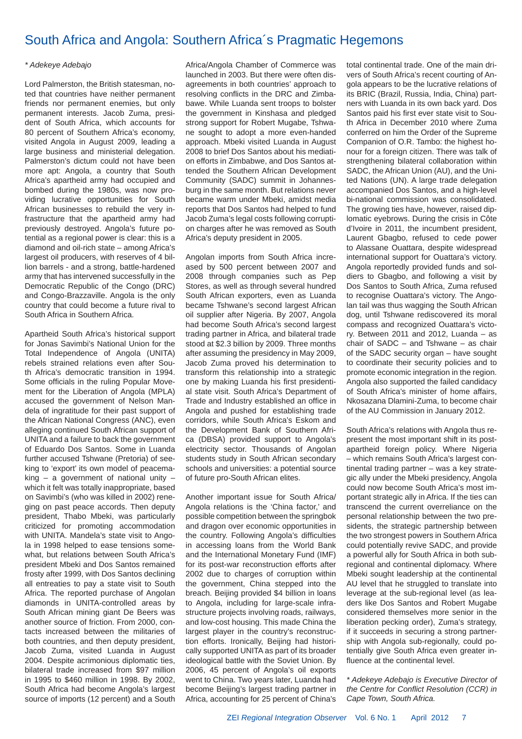# South Africa and Angola: Southern Africa´s Pragmatic Hegemons

*\* Adekeye Adebajo*

Lord Palmerston, the British statesman, noted that countries have neither permanent friends nor permanent enemies, but only permanent interests. Jacob Zuma, president of South Africa, which accounts for 80 percent of Southern Africa's economy, visited Angola in August 2009, leading a large business and ministerial delegation. Palmerston's dictum could not have been more apt: Angola, a country that South Africa's apartheid army had occupied and bombed during the 1980s, was now providing lucrative opportunities for South African businesses to rebuild the very infrastructure that the apartheid army had previously destroyed. Angola's future potential as a regional power is clear: this is a diamond and oil-rich state – among Africa's largest oil producers, with reserves of 4 billion barrels - and a strong, battle-hardened army that has intervened successfully in the Democratic Republic of the Congo (DRC) and Congo-Brazzaville. Angola is the only country that could become a future rival to South Africa in Southern Africa.

Apartheid South Africa's historical support for Jonas Savimbi's National Union for the Total Independence of Angola (UNITA) rebels strained relations even after South Africa's democratic transition in 1994. Some officials in the ruling Popular Movement for the Liberation of Angola (MPLA) accused the government of Nelson Mandela of ingratitude for their past support of the African National Congress (ANC), even alleging continued South African support of UNITA and a failure to back the government of Eduardo Dos Santos. Some in Luanda further accused Tshwane (Pretoria) of seeking to 'export' its own model of peacemaking – a government of national unity – which it felt was totally inappropriate, based on Savimbi's (who was killed in 2002) reneging on past peace accords. Then deputy president, Thabo Mbeki, was particularly criticized for promoting accommodation with UNITA. Mandela's state visit to Angola in 1998 helped to ease tensions somewhat, but relations between South Africa's president Mbeki and Dos Santos remained frosty after 1999, with Dos Santos declining all entreaties to pay a state visit to South Africa. The reported purchase of Angolan diamonds in UNITA-controlled areas by South African mining giant De Beers was another source of friction. From 2000, contacts increased between the militaries of both countries, and then deputy president, Jacob Zuma, visited Luanda in August 2004. Despite acrimonious diplomatic ties, bilateral trade increased from $97 million in 1995 to $460 million in 1998. By 2002, South Africa had become Angola's largest source of imports (12 percent) and a South Africa/Angola Chamber of Commerce was launched in 2003. But there were often disagreements in both countries' approach to resolving conflicts in the DRC and Zimbabwe. While Luanda sent troops to bolster the government in Kinshasa and pledged strong support for Robert Mugabe, Tshwane sought to adopt a more even-handed approach. Mbeki visited Luanda in August 2008 to brief Dos Santos about his mediation efforts in Zimbabwe, and Dos Santos attended the Southern African Development Community (SADC) summit in Johannesburg in the same month. But relations never became warm under Mbeki, amidst media reports that Dos Santos had helped to fund Jacob Zuma's legal costs following corruption charges after he was removed as South Africa's deputy president in 2005.

Angolan imports from South Africa increased by 500 percent between 2007 and 2008 through companies such as Pep Stores, as well as through several hundred South African exporters, even as Luanda became Tshwane's second largest African oil supplier after Nigeria. By 2007, Angola had become South Africa's second largest trading partner in Africa, and bilateral trade stood at $2.3 billion by 2009. Three months after assuming the presidency in May 2009, Jacob Zuma proved his determination to transform this relationship into a strategic one by making Luanda his first presidential state visit. South Africa's Department of Trade and Industry established an office in Angola and pushed for establishing trade corridors, while South Africa's Eskom and the Development Bank of Southern Africa (DBSA) provided support to Angola's electricity sector. Thousands of Angolan students study in South African secondary schools and universities: a potential source of future pro-South African elites.

Another important issue for South Africa/Angola relations is the 'China factor,' and possible competition between the springbok and dragon over economic opportunities in the country. Following Angola's difficulties in accessing loans from the World Bank and the International Monetary Fund (IMF) for its post-war reconstruction efforts after 2002 due to charges of corruption within the government, China stepped into the breach. Beijing provided $4 billion in loans to Angola, including for large-scale infrastructure projects involving roads, railways, and low-cost housing. This made China the largest player in the country's reconstruction efforts. Ironically, Beijing had historically supported UNITA as part of its broader ideological battle with the Soviet Union. By 2006, 45 percent of Angola's oil exports went to China. Two years later, Luanda had become Beijing's largest trading partner in Africa, accounting for 25 percent of China's total continental trade. One of the main drivers of South Africa's recent courting of Angola appears to be the lucrative relations of its BRIC (Brazil, Russia, India, China) partners with Luanda in its own back yard. Dos Santos paid his first ever state visit to South Africa in December 2010 where Zuma conferred on him the Order of the Supreme Companion of O.R. Tambo: the highest honour for a foreign citizen. There was talk of strengthening bilateral collaboration within SADC, the African Union (AU), and the United Nations (UN). A large trade delegation accompanied Dos Santos, and a high-level bi-national commission was consolidated. The growing ties have, however, raised diplomatic eyebrows. During the crisis in Côte d'Ivoire in 2011, the incumbent president, Laurent Gbagbo, refused to cede power to Alassane Ouattara, despite widespread international support for Ouattara's victory. Angola reportedly provided funds and soldiers to Gbagbo, and following a visit by Dos Santos to South Africa, Zuma refused to recognise Ouattara's victory. The Angolan tail was thus wagging the South African dog, until Tshwane rediscovered its moral compass and recognized Ouattara's victory. Between 2011 and 2012, Luanda – as chair of SADC – and Tshwane – as chair of the SADC security organ – have sought to coordinate their security policies and to promote economic integration in the region. Angola also supported the failed candidacy of South Africa's minister of home affairs, Nkosazana Dlamini-Zuma, to become chair of the AU Commission in January 2012.

South Africa's relations with Angola thus represent the most important shift in its post-apartheid foreign policy. Where Nigeria – which remains South Africa's largest continental trading partner – was a key strategic ally under the Mbeki presidency, Angola could now become South Africa's most important strategic ally in Africa. If the ties can transcend the current overreliance on the personal relationship between the two presidents, the strategic partnership between the two strongest powers in Southern Africa could potentially revive SADC, and provide a powerful ally for South Africa in both sub-regional and continental diplomacy. Where Mbeki sought leadership at the continental AU level that he struggled to translate into leverage at the sub-regional level (as leaders like Dos Santos and Robert Mugabe considered themselves more senior in the liberation pecking order), Zuma's strategy, if it succeeds in securing a strong partnership with Angola sub-regionally, could potentially give South Africa even greater influence at the continental level.

*\* Adekeye Adebajo is Executive Director of the Centre for Conflict Resolution (CCR) in Cape Town, South Africa.*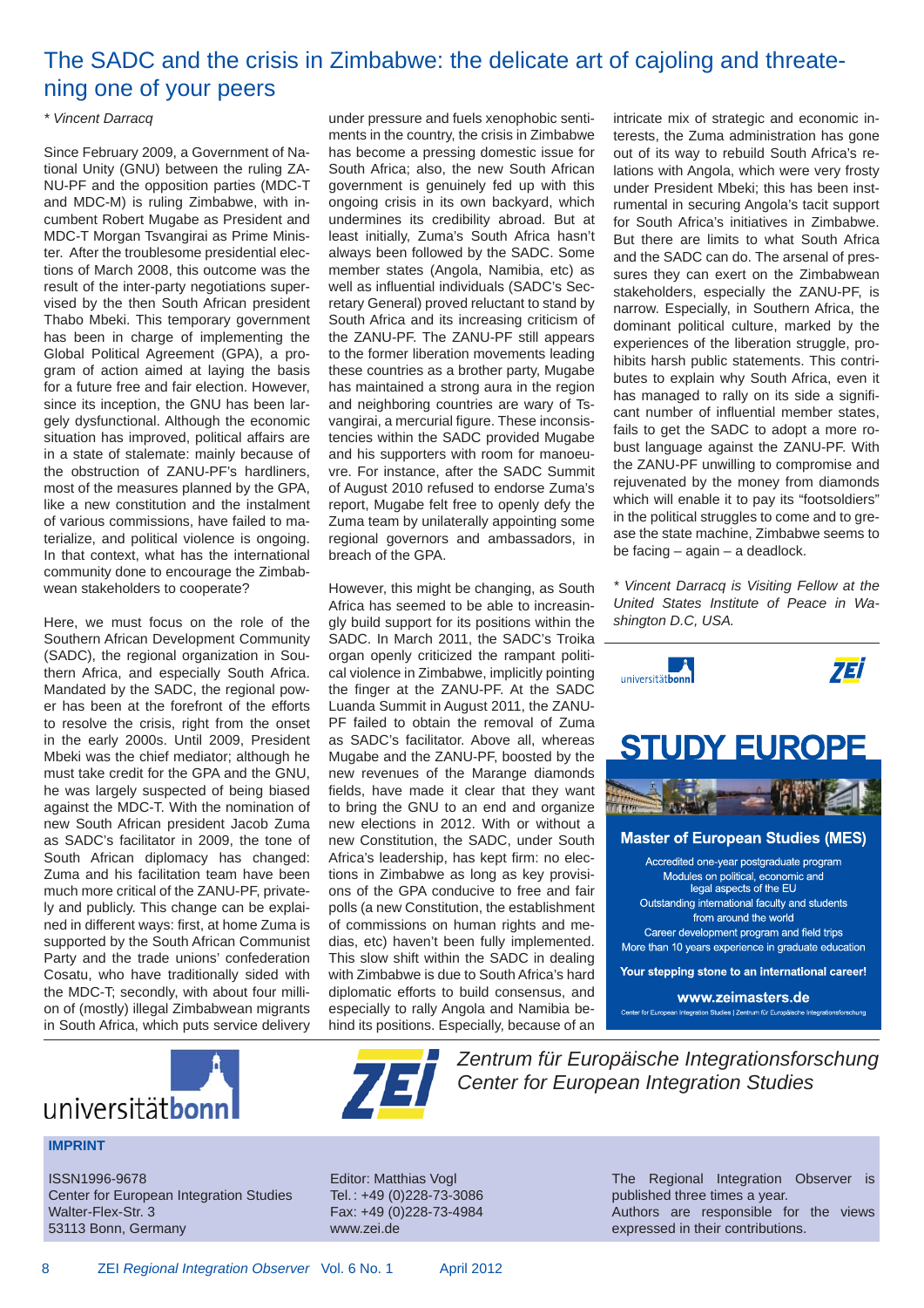# The SADC and the crisis in Zimbabwe: the delicate art of cajoling and threatening one of your peers

*\* Vincent Darracq*

Since February 2009, a Government of National Unity (GNU) between the ruling ZANU-PF and the opposition parties (MDC-T and MDC-M) is ruling Zimbabwe, with incumbent Robert Mugabe as President and MDC-T Morgan Tsvangirai as Prime Minister. After the troublesome presidential elections of March 2008, this outcome was the result of the inter-party negotiations supervised by the then South African president Thabo Mbeki. This temporary government has been in charge of implementing the Global Political Agreement (GPA), a program of action aimed at laying the basis for a future free and fair election. However, since its inception, the GNU has been largely dysfunctional. Although the economic situation has improved, political affairs are in a state of stalemate: mainly because of the obstruction of ZANU-PF's hardliners, most of the measures planned by the GPA, like a new constitution and the instalment of various commissions, have failed to materialize, and political violence is ongoing. In that context, what has the international community done to encourage the Zimbabwean stakeholders to cooperate?

Here, we must focus on the role of the Southern African Development Community (SADC), the regional organization in Southern Africa, and especially South Africa. Mandated by the SADC, the regional power has been at the forefront of the efforts to resolve the crisis, right from the onset in the early 2000s. Until 2009, President Mbeki was the chief mediator; although he must take credit for the GPA and the GNU, he was largely suspected of being biased against the MDC-T. With the nomination of new South African president Jacob Zuma as SADC's facilitator in 2009, the tone of South African diplomacy has changed: Zuma and his facilitation team have been much more critical of the ZANU-PF, privately and publicly. This change can be explained in different ways: first, at home Zuma is supported by the South African Communist Party and the trade unions' confederation Cosatu, who have traditionally sided with the MDC-T; secondly, with about four million of (mostly) illegal Zimbabwean migrants in South Africa, which puts service delivery under pressure and fuels xenophobic sentiments in the country, the crisis in Zimbabwe has become a pressing domestic issue for South Africa; also, the new South African government is genuinely fed up with this ongoing crisis in its own backyard, which undermines its credibility abroad. But at least initially, Zuma's South Africa hasn't always been followed by the SADC. Some member states (Angola, Namibia, etc) as well as influential individuals (SADC's Secretary General) proved reluctant to stand by South Africa and its increasing criticism of the ZANU-PF. The ZANU-PF still appears to the former liberation movements leading these countries as a brother party, Mugabe has maintained a strong aura in the region and neighboring countries are wary of Tsvangirai, a mercurial figure. These inconsistencies within the SADC provided Mugabe and his supporters with room for manoeuvre. For instance, after the SADC Summit of August 2010 refused to endorse Zuma's report, Mugabe felt free to openly defy the Zuma team by unilaterally appointing some regional governors and ambassadors, in breach of the GPA.

However, this might be changing, as South Africa has seemed to be able to increasingly build support for its positions within the SADC. In March 2011, the SADC's Troika organ openly criticized the rampant political violence in Zimbabwe, implicitly pointing the finger at the ZANU-PF. At the SADC Luanda Summit in August 2011, the ZANU-PF failed to obtain the removal of Zuma as SADC's facilitator. In a context where Mugabe and the ZANU-PF, boosted by the new revenues of the Marange diamonds fields, have made it clear that they want to bring the GNU to an end and organize new elections in 2012. With or without a new Constitution, the SADC, under South Africa's leadership, has kept firm: no elections in Zimbabwe as long as key provisions of the GPA conducive to free and fair polls (a new Constitution, the establishment of commissions on human rights and medias, etc) haven't been fully implemented. This slow shift within the SADC in dealing with Zimbabwe is due to South Africa's hard diplomatic efforts to build consensus, and especially to rally Angola and Namibia behind its positions. Especially, because of an intricate mix of strategic and economic interests, the Zuma administration has gone out of its way to rebuild South Africa's relations with Angola, which were very frosty under President Mbeki; this has been instrumental in securing Angola's tacit support for South Africa's initiatives in Zimbabwe. But there are limits to what South Africa and the SADC can do. The arsenal of pressures they can exert on the Zimbabwean stakeholders, especially the ZANU-PF, is narrow. Especially, in Southern Africa, the dominant political culture, marked by the experiences of the liberation struggle, prohibits harsh public statements. This contributes to explain why South Africa, even it has managed to rally on its side a significant number of influential member states, fails to get the SADC to adopt a more robust language against the ZANU-PF. With the ZANU-PF unwilling to compromise and rejuvenated by the money from diamonds which will enable it to pay its "footsoldiers" in the political struggles to come and to grease the state machine, Zimbabwe seems to be facing – again – a deadlock.

*\* Vincent Darracq is Visiting Fellow at the United States Institute of Peace in Washington D.C, USA.*

universitätbonn ZEI

**STUDY EUROPE**

**Master of European Studies (MES)**

Accredited one-year postgraduate program
Modules on political, economic and legal aspects of the EU
Outstanding international faculty and students from around the world
Career development program and field trips
More than 10 years experience in graduate education

**Your stepping stone to an international career!**

**www.zeimasters.de**

Center for European Integration Studies | Zentrum für Europäische Integrationsforschung

universitätbonn

ZEI *Zentrum für Europäische Integrationsforschung*
*Center for European Integration Studies*

**IMPRINT**

ISSN1996-9678
Center for European Integration Studies
Walter-Flex-Str. 3
53113 Bonn, Germany

Editor: Matthias Vogl
Tel.: +49 (0)228-73-3086
Fax: +49 (0)228-73-4984
www.zei.de

The Regional Integration Observer is published three times a year.
Authors are responsible for the views expressed in their contributions.